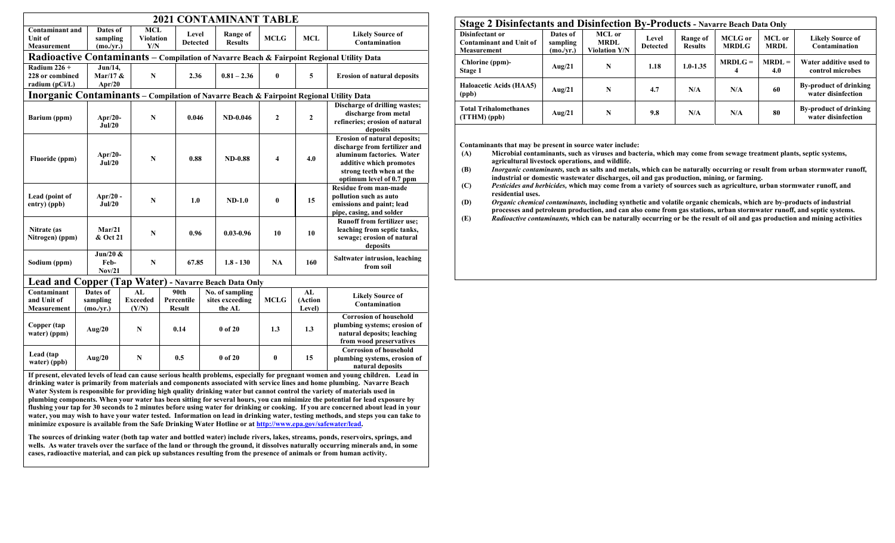## 2021 CONTAMINANT TABLE

| Contaminant and Unit of Measurement | Dates of sampling (mo./yr.) | MCL Violation Y/N | Level Detected | Range of Results | MCLG | MCL | Likely Source of Contamination |
|---|---|---|---|---|---|---|---|
| **Radioactive Contaminants – Compilation of Navarre Beach & Fairpoint Regional Utility Data** | | | | | | | |
| Radium 226 + 228 or combined radium (pCi/L) | Jun/14, Mar/17 & Apr/20 | N | 2.36 | 0.81 – 2.36 | 0 | 5 | Erosion of natural deposits |
| **Inorganic Contaminants – Compilation of Navarre Beach & Fairpoint Regional Utility Data** | | | | | | | |
| Barium (ppm) | Apr/20-Jul/20 | N | 0.046 | ND-0.046 | 2 | 2 | Discharge of drilling wastes; discharge from metal refineries; erosion of natural deposits |
| Fluoride (ppm) | Apr/20-Jul/20 | N | 0.88 | ND-0.88 | 4 | 4.0 | Erosion of natural deposits; discharge from fertilizer and aluminum factories. Water additive which promotes strong teeth when at the optimum level of 0.7 ppm |
| Lead (point of entry) (ppb) | Apr/20 - Jul/20 | N | 1.0 | ND-1.0 | 0 | 15 | Residue from man-made pollution such as auto emissions and paint; lead pipe, casing, and solder |
| Nitrate (as Nitrogen) (ppm) | Mar/21 & Oct 21 | N | 0.96 | 0.03-0.96 | 10 | 10 | Runoff from fertilizer use; leaching from septic tanks, sewage; erosion of natural deposits |
| Sodium (ppm) | Jun/20 & Feb-Nov/21 | N | 67.85 | 1.8 - 130 | NA | 160 | Saltwater intrusion, leaching from soil |

### Lead and Copper (Tap Water) - Navarre Beach Data Only

| Contaminant and Unit of Measurement | Dates of sampling (mo./yr.) | AL Exceeded (Y/N) | 90th Percentile Result | No. of sampling sites exceeding the AL | MCLG | AL (Action Level) | Likely Source of Contamination |
|---|---|---|---|---|---|---|---|
| Copper (tap water) (ppm) | Aug/20 | N | 0.14 | 0 of 20 | 1.3 | 1.3 | Corrosion of household plumbing systems; erosion of natural deposits; leaching from wood preservatives |
| Lead (tap water) (ppb) | Aug/20 | N | 0.5 | 0 of 20 | 0 | 15 | Corrosion of household plumbing systems, erosion of natural deposits |

**If present, elevated levels of lead can cause serious health problems, especially for pregnant women and young children. Lead in drinking water is primarily from materials and components associated with service lines and home plumbing. Navarre Beach Water System is responsible for providing high quality drinking water but cannot control the variety of materials used in plumbing components. When your water has been sitting for several hours, you can minimize the potential for lead exposure by flushing your tap for 30 seconds to 2 minutes before using water for drinking or cooking. If you are concerned about lead in your water, you may wish to have your water tested. Information on lead in drinking water, testing methods, and steps you can take to minimize exposure is available from the Safe Drinking Water Hotline or at http://www.epa.gov/safewater/lead.**

**The sources of drinking water (both tap water and bottled water) include rivers, lakes, streams, ponds, reservoirs, springs, and wells. As water travels over the surface of the land or through the ground, it dissolves naturally occurring minerals and, in some cases, radioactive material, and can pick up substances resulting from the presence of animals or from human activity.**

## Stage 2 Disinfectants and Disinfection By-Products - Navarre Beach Data Only

| Disinfectant or Contaminant and Unit of Measurement | Dates of sampling (mo./yr.) | MCL or MRDL Violation Y/N | Level Detected | Range of Results | MCLG or MRDLG | MCL or MRDL | Likely Source of Contamination |
|---|---|---|---|---|---|---|---|
| Chlorine (ppm)- Stage 1 | Aug/21 | N | 1.18 | 1.0-1.35 | MRDLG = 4 | MRDL = 4.0 | Water additive used to control microbes |
| Haloacetic Acids (HAA5) (ppb) | Aug/21 | N | 4.7 | N/A | N/A | 60 | By-product of drinking water disinfection |
| Total Trihalomethanes (TTHM) (ppb) | Aug/21 | N | 9.8 | N/A | N/A | 80 | By-product of drinking water disinfection |

**Contaminants that may be present in source water include:**

- **(A)** **Microbial contaminants, such as viruses and bacteria, which may come from sewage treatment plants, septic systems, agricultural livestock operations, and wildlife.**
- **(B)** ***Inorganic contaminants*, such as salts and metals, which can be naturally occurring or result from urban stormwater runoff, industrial or domestic wastewater discharges, oil and gas production, mining, or farming.**
- **(C)** ***Pesticides and herbicides,* which may come from a variety of sources such as agriculture, urban stormwater runoff, and residential uses.**
- **(D)** ***Organic chemical contaminants,* including synthetic and volatile organic chemicals, which are by-products of industrial processes and petroleum production, and can also come from gas stations, urban stormwater runoff, and septic systems.**
- **(E)** ***Radioactive contaminants,* which can be naturally occurring or be the result of oil and gas production and mining activities**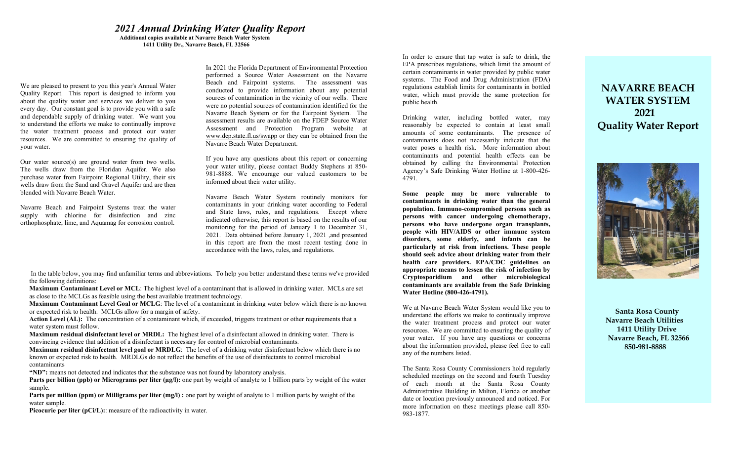# *2021 Annual Drinking Water Quality Report*

**Additional copies available at Navarre Beach Water System**
**1411 Utility Dr., Navarre Beach, FL 32566**

We are pleased to present to you this year's Annual Water Quality Report. This report is designed to inform you about the quality water and services we deliver to you every day. Our constant goal is to provide you with a safe and dependable supply of drinking water. We want you to understand the efforts we make to continually improve the water treatment process and protect our water resources. We are committed to ensuring the quality of your water.

Our water source(s) are ground water from two wells. The wells draw from the Floridan Aquifer. We also purchase water from Fairpoint Regional Utility, their six wells draw from the Sand and Gravel Aquifer and are then blended with Navarre Beach Water.

Navarre Beach and Fairpoint Systems treat the water supply with chlorine for disinfection and zinc orthophosphate, lime, and Aquamag for corrosion control.

In 2021 the Florida Department of Environmental Protection performed a Source Water Assessment on the Navarre Beach and Fairpoint systems. The assessment was conducted to provide information about any potential sources of contamination in the vicinity of our wells. There were no potential sources of contamination identified for the Navarre Beach System or for the Fairpoint System. The assessment results are available on the FDEP Source Water Assessment and Protection Program website at www.dep.state.fl.us/swapp or they can be obtained from the Navarre Beach Water Department.

If you have any questions about this report or concerning your water utility, please contact Buddy Stephens at 850-981-8888. We encourage our valued customers to be informed about their water utility.

Navarre Beach Water System routinely monitors for contaminants in your drinking water according to Federal and State laws, rules, and regulations. Except where indicated otherwise, this report is based on the results of our monitoring for the period of January 1 to December 31, 2021. Data obtained before January 1, 2021 ,and presented in this report are from the most recent testing done in accordance with the laws, rules, and regulations.

In the table below, you may find unfamiliar terms and abbreviations. To help you better understand these terms we've provided the following definitions:

**Maximum Contaminant Level or MCL**: The highest level of a contaminant that is allowed in drinking water. MCLs are set as close to the MCLGs as feasible using the best available treatment technology.

**Maximum Contaminant Level Goal or MCLG**: The level of a contaminant in drinking water below which there is no known or expected risk to health. MCLGs allow for a margin of safety.

**Action Level (AL):** The concentration of a contaminant which, if exceeded, triggers treatment or other requirements that a water system must follow.

**Maximum residual disinfectant level or MRDL:** The highest level of a disinfectant allowed in drinking water. There is convincing evidence that addition of a disinfectant is necessary for control of microbial contaminants.

**Maximum residual disinfectant level goal or MRDLG**: The level of a drinking water disinfectant below which there is no known or expected risk to health. MRDLGs do not reflect the benefits of the use of disinfectants to control microbial contaminants

**"ND":** means not detected and indicates that the substance was not found by laboratory analysis.

**Parts per billion (ppb) or Micrograms per liter (µg/l):** one part by weight of analyte to 1 billion parts by weight of the water sample.

**Parts per million (ppm) or Milligrams per liter (mg/l) :** one part by weight of analyte to 1 million parts by weight of the water sample.

**Picocurie per liter (pCi/L):**: measure of the radioactivity in water.

In order to ensure that tap water is safe to drink, the EPA prescribes regulations, which limit the amount of certain contaminants in water provided by public water systems. The Food and Drug Administration (FDA) regulations establish limits for contaminants in bottled water, which must provide the same protection for public health.

Drinking water, including bottled water, may reasonably be expected to contain at least small amounts of some contaminants. The presence of contaminants does not necessarily indicate that the water poses a health risk. More information about contaminants and potential health effects can be obtained by calling the Environmental Protection Agency's Safe Drinking Water Hotline at 1-800-426-4791.

**Some people may be more vulnerable to contaminants in drinking water than the general population. Immuno-compromised persons such as persons with cancer undergoing chemotherapy, persons who have undergone organ transplants, people with HIV/AIDS or other immune system disorders, some elderly, and infants can be particularly at risk from infections. These people should seek advice about drinking water from their health care providers. EPA/CDC guidelines on appropriate means to lessen the risk of infection by Cryptosporidium and other microbiological contaminants are available from the Safe Drinking Water Hotline (800-426-4791).**

We at Navarre Beach Water System would like you to understand the efforts we make to continually improve the water treatment process and protect our water resources. We are committed to ensuring the quality of your water. If you have any questions or concerns about the information provided, please feel free to call any of the numbers listed.

The Santa Rosa County Commissioners hold regularly scheduled meetings on the second and fourth Tuesday of each month at the Santa Rosa County Administrative Building in Milton, Florida or another date or location previously announced and noticed. For more information on these meetings please call 850-983-1877.

# NAVARRE BEACH WATER SYSTEM 2021 Quality Water Report

**Santa Rosa County**
**Navarre Beach Utilities**
**1411 Utility Drive**
**Navarre Beach, FL 32566**
**850-981-8888**